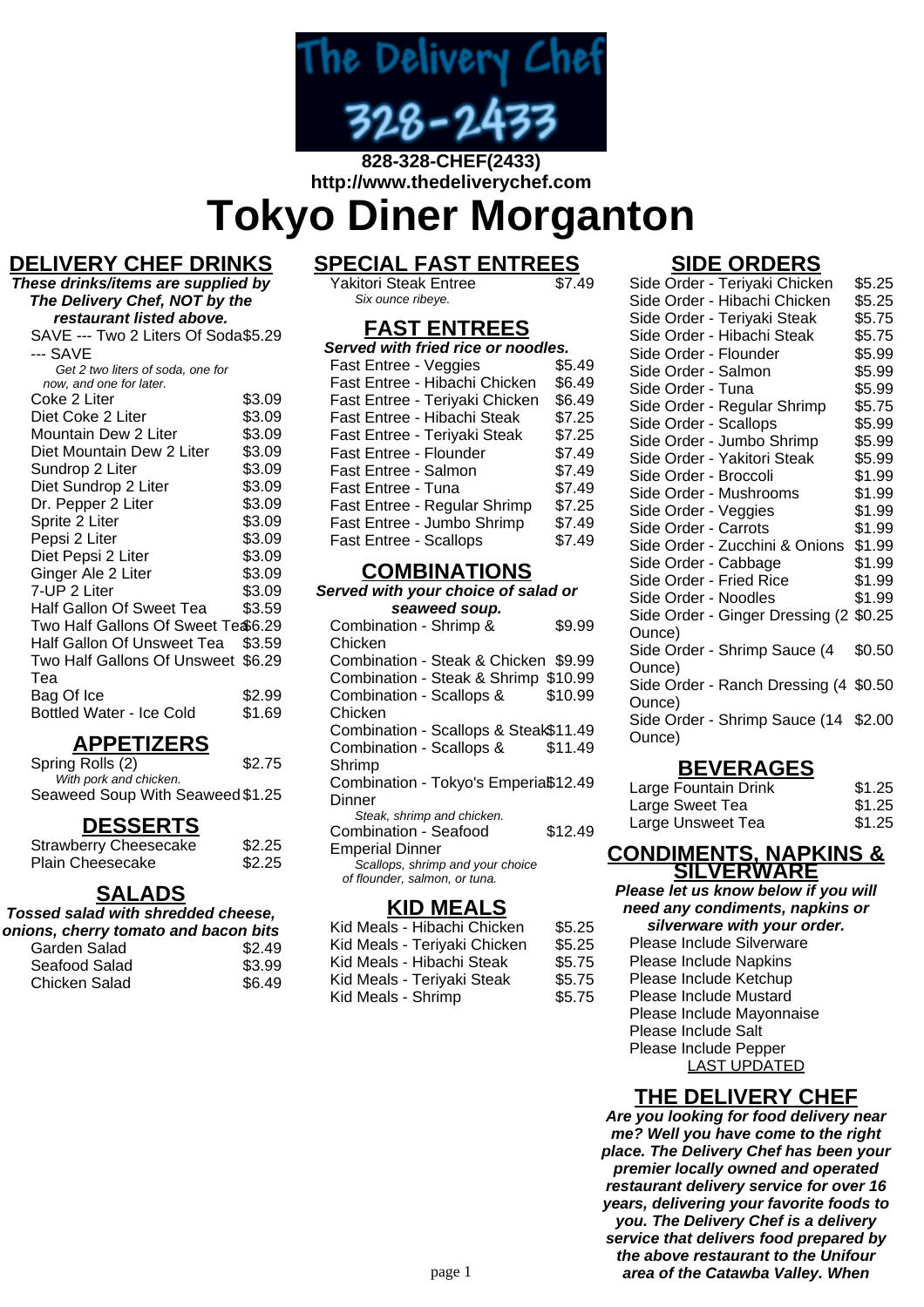The Delivery Chef 328-2433

**828-328-CHEF(2433)**
**http://www.thedeliverychef.com**

# Tokyo Diner Morganton

## DELIVERY CHEF DRINKS

***These drinks/items are supplied by The Delivery Chef, NOT by the restaurant listed above.***

| Item | Price |
|---|---|
| SAVE --- Two 2 Liters Of Soda --- SAVE<br>*Get 2 two liters of soda, one for now, and one for later.* | $5.29 |
| Coke 2 Liter | $3.09 |
| Diet Coke 2 Liter | $3.09 |
| Mountain Dew 2 Liter | $3.09 |
| Diet Mountain Dew 2 Liter | $3.09 |
| Sundrop 2 Liter | $3.09 |
| Diet Sundrop 2 Liter | $3.09 |
| Dr. Pepper 2 Liter | $3.09 |
| Sprite 2 Liter | $3.09 |
| Pepsi 2 Liter | $3.09 |
| Diet Pepsi 2 Liter | $3.09 |
| Ginger Ale 2 Liter | $3.09 |
| 7-UP 2 Liter | $3.09 |
| Half Gallon Of Sweet Tea | $3.59 |
| Two Half Gallons Of Sweet Tea | $6.29 |
| Half Gallon Of Unsweet Tea | $3.59 |
| Two Half Gallons Of Unsweet Tea | $6.29 |
| Bag Of Ice | $2.99 |
| Bottled Water - Ice Cold | $1.69 |

## APPETIZERS

| Item | Price |
|---|---|
| Spring Rolls (2)<br>*With pork and chicken.* | $2.75 |
| Seaweed Soup With Seaweed | $1.25 |

## DESSERTS

| Item | Price |
|---|---|
| Strawberry Cheesecake | $2.25 |
| Plain Cheesecake | $2.25 |

## SALADS

***Tossed salad with shredded cheese, onions, cherry tomato and bacon bits***

| Item | Price |
|---|---|
| Garden Salad | $2.49 |
| Seafood Salad | $3.99 |
| Chicken Salad | $6.49 |

## SPECIAL FAST ENTREES

| Item | Price |
|---|---|
| Yakitori Steak Entree<br>*Six ounce ribeye.* | $7.49 |

## FAST ENTREES

***Served with fried rice or noodles.***

| Item | Price |
|---|---|
| Fast Entree - Veggies | $5.49 |
| Fast Entree - Hibachi Chicken | $6.49 |
| Fast Entree - Teriyaki Chicken | $6.49 |
| Fast Entree - Hibachi Steak | $7.25 |
| Fast Entree - Teriyaki Steak | $7.25 |
| Fast Entree - Flounder | $7.49 |
| Fast Entree - Salmon | $7.49 |
| Fast Entree - Tuna | $7.49 |
| Fast Entree - Regular Shrimp | $7.25 |
| Fast Entree - Jumbo Shrimp | $7.49 |
| Fast Entree - Scallops | $7.49 |

## COMBINATIONS

***Served with your choice of salad or seaweed soup.***

| Item | Price |
|---|---|
| Combination - Shrimp & Chicken | $9.99 |
| Combination - Steak & Chicken | $9.99 |
| Combination - Steak & Shrimp | $10.99 |
| Combination - Scallops & Chicken | $10.99 |
| Combination - Scallops & Steak | $11.49 |
| Combination - Scallops & Shrimp | $11.49 |
| Combination - Tokyo's Emperial Dinner<br>*Steak, shrimp and chicken.* | $12.49 |
| Combination - Seafood Emperial Dinner<br>*Scallops, shrimp and your choice of flounder, salmon, or tuna.* | $12.49 |

## KID MEALS

| Item | Price |
|---|---|
| Kid Meals - Hibachi Chicken | $5.25 |
| Kid Meals - Teriyaki Chicken | $5.25 |
| Kid Meals - Hibachi Steak | $5.75 |
| Kid Meals - Teriyaki Steak | $5.75 |
| Kid Meals - Shrimp | $5.75 |

## SIDE ORDERS

| Item | Price |
|---|---|
| Side Order - Teriyaki Chicken | $5.25 |
| Side Order - Hibachi Chicken | $5.25 |
| Side Order - Teriyaki Steak | $5.75 |
| Side Order - Hibachi Steak | $5.75 |
| Side Order - Flounder | $5.99 |
| Side Order - Salmon | $5.99 |
| Side Order - Tuna | $5.99 |
| Side Order - Regular Shrimp | $5.75 |
| Side Order - Scallops | $5.99 |
| Side Order - Jumbo Shrimp | $5.99 |
| Side Order - Yakitori Steak | $5.99 |
| Side Order - Broccoli | $1.99 |
| Side Order - Mushrooms | $1.99 |
| Side Order - Veggies | $1.99 |
| Side Order - Carrots | $1.99 |
| Side Order - Zucchini & Onions | $1.99 |
| Side Order - Cabbage | $1.99 |
| Side Order - Fried Rice | $1.99 |
| Side Order - Noodles | $1.99 |
| Side Order - Ginger Dressing (2 Ounce) | $0.25 |
| Side Order - Shrimp Sauce (4 Ounce) | $0.50 |
| Side Order - Ranch Dressing (4 Ounce) | $0.50 |
| Side Order - Shrimp Sauce (14 Ounce) | $2.00 |

## BEVERAGES

| Item | Price |
|---|---|
| Large Fountain Drink | $1.25 |
| Large Sweet Tea | $1.25 |
| Large Unsweet Tea | $1.25 |

## CONDIMENTS, NAPKINS & SILVERWARE

***Please let us know below if you will need any condiments, napkins or silverware with your order.***

- Please Include Silverware
- Please Include Napkins
- Please Include Ketchup
- Please Include Mustard
- Please Include Mayonnaise
- Please Include Salt
- Please Include Pepper

LAST UPDATED

## THE DELIVERY CHEF

***Are you looking for food delivery near me? Well you have come to the right place. The Delivery Chef has been your premier locally owned and operated restaurant delivery service for over 16 years, delivering your favorite foods to you. The Delivery Chef is a delivery service that delivers food prepared by the above restaurant to the Unifour area of the Catawba Valley. When***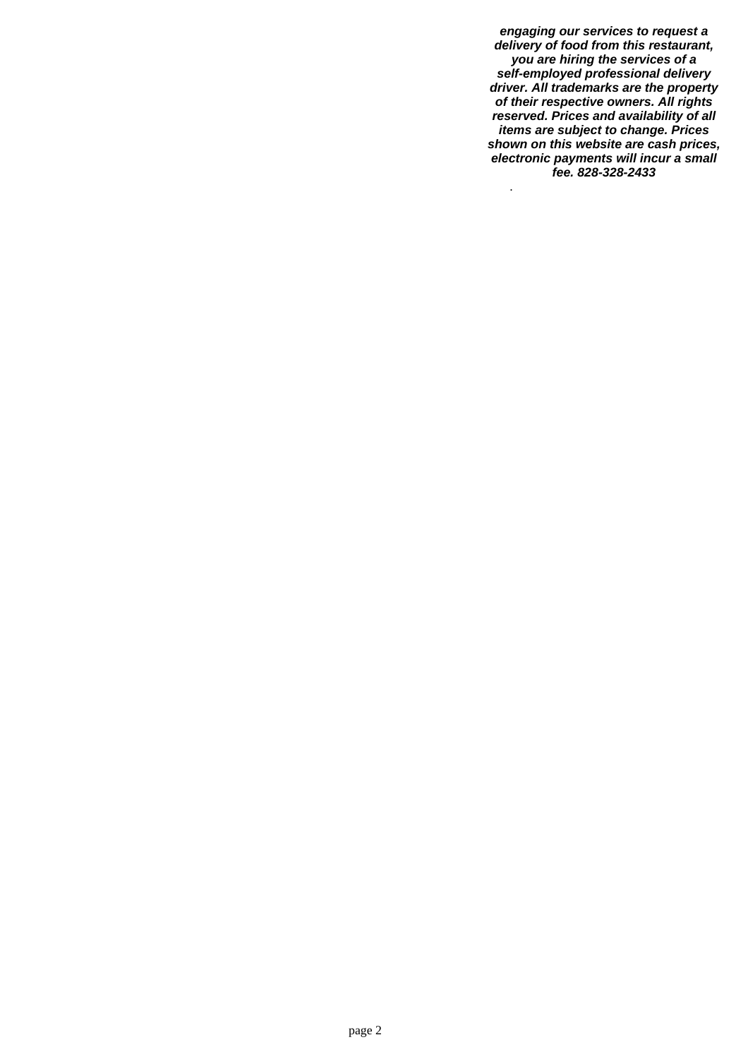***engaging our services to request a delivery of food from this restaurant, you are hiring the services of a self-employed professional delivery driver. All trademarks are the property of their respective owners. All rights reserved. Prices and availability of all items are subject to change. Prices shown on this website are cash prices, electronic payments will incur a small fee. 828-328-2433***

.